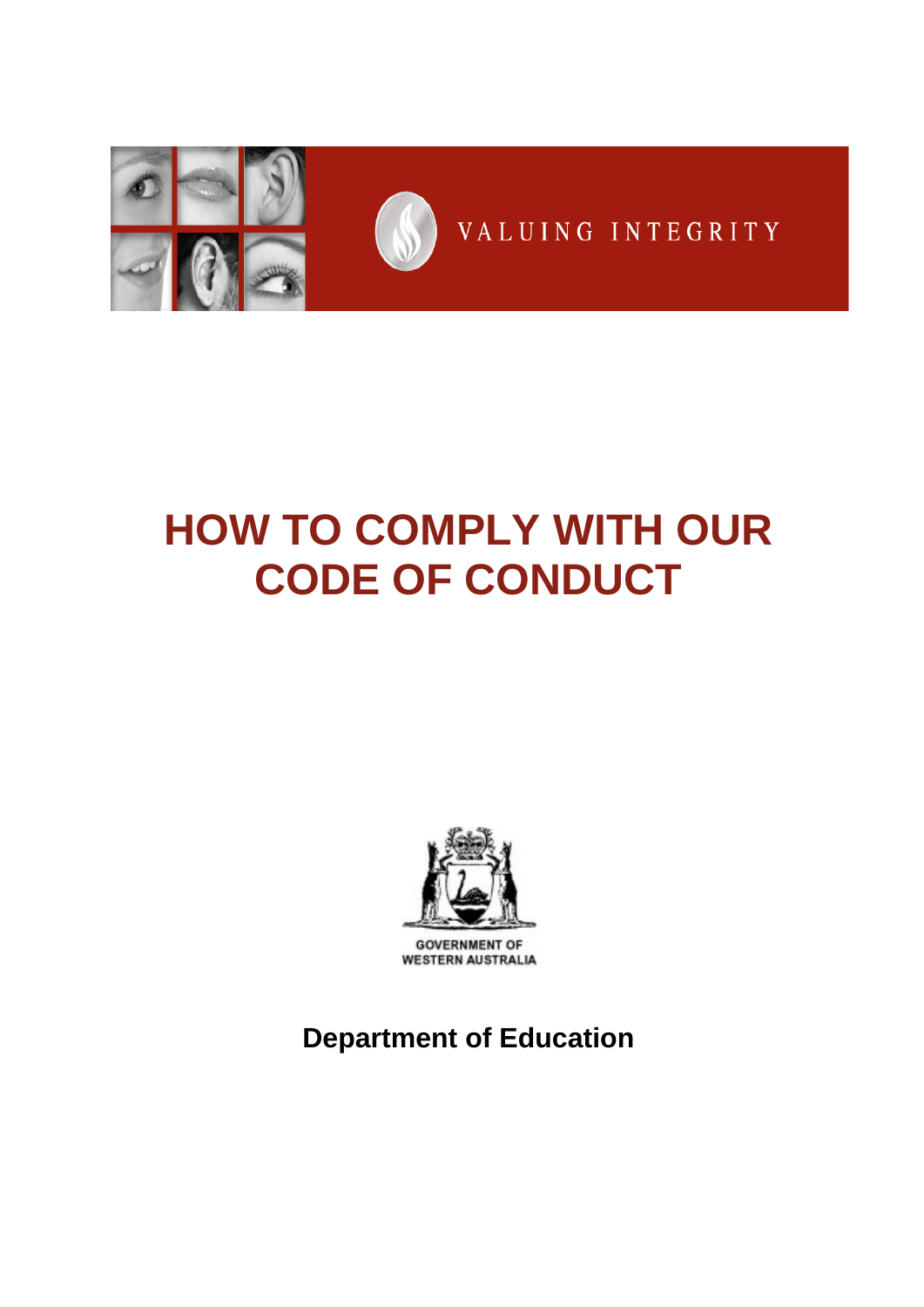VALUING INTEGRITY

# HOW TO COMPLY WITH OUR CODE OF CONDUCT

GOVERNMENT OF WESTERN AUSTRALIA

**Department of Education**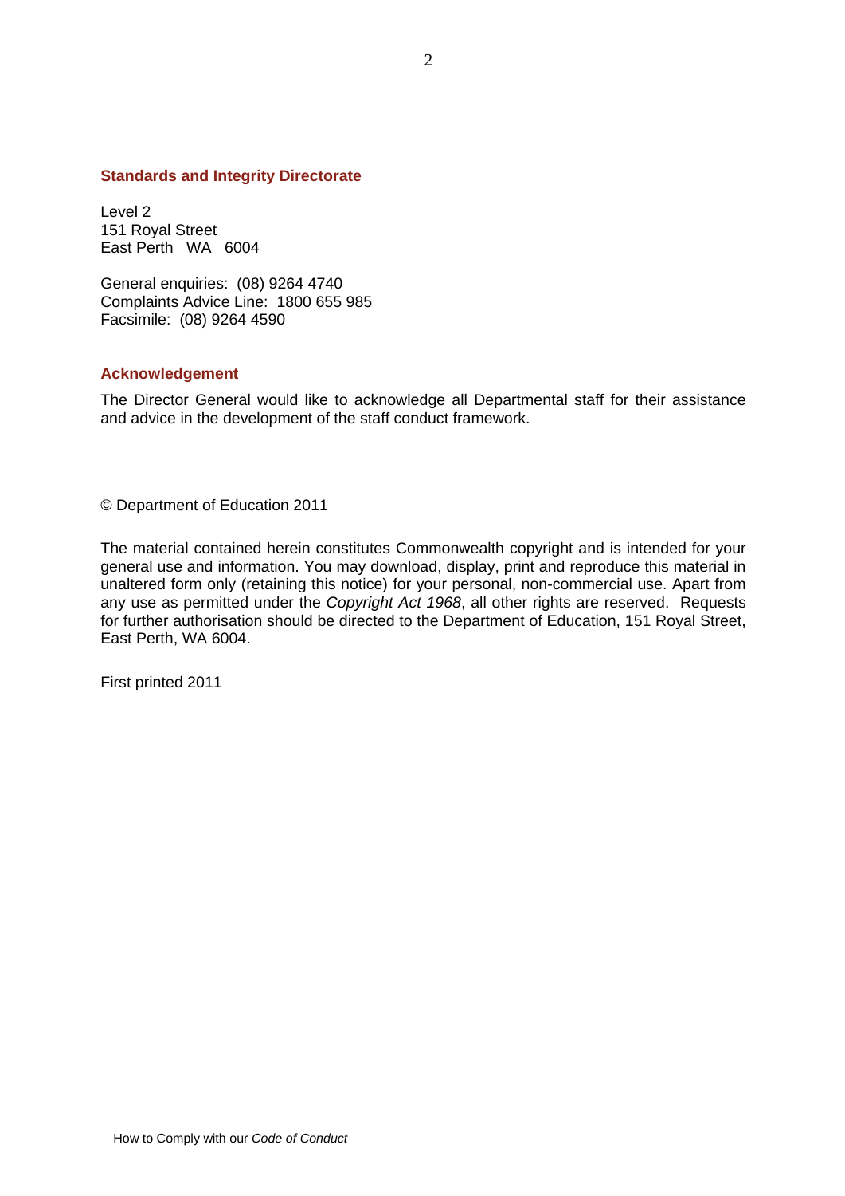## Standards and Integrity Directorate

Level 2
151 Royal Street
East Perth WA 6004

General enquiries: (08) 9264 4740
Complaints Advice Line: 1800 655 985
Facsimile: (08) 9264 4590

## Acknowledgement

The Director General would like to acknowledge all Departmental staff for their assistance and advice in the development of the staff conduct framework.

© Department of Education 2011

The material contained herein constitutes Commonwealth copyright and is intended for your general use and information. You may download, display, print and reproduce this material in unaltered form only (retaining this notice) for your personal, non-commercial use. Apart from any use as permitted under the *Copyright Act 1968*, all other rights are reserved. Requests for further authorisation should be directed to the Department of Education, 151 Royal Street, East Perth, WA 6004.

First printed 2011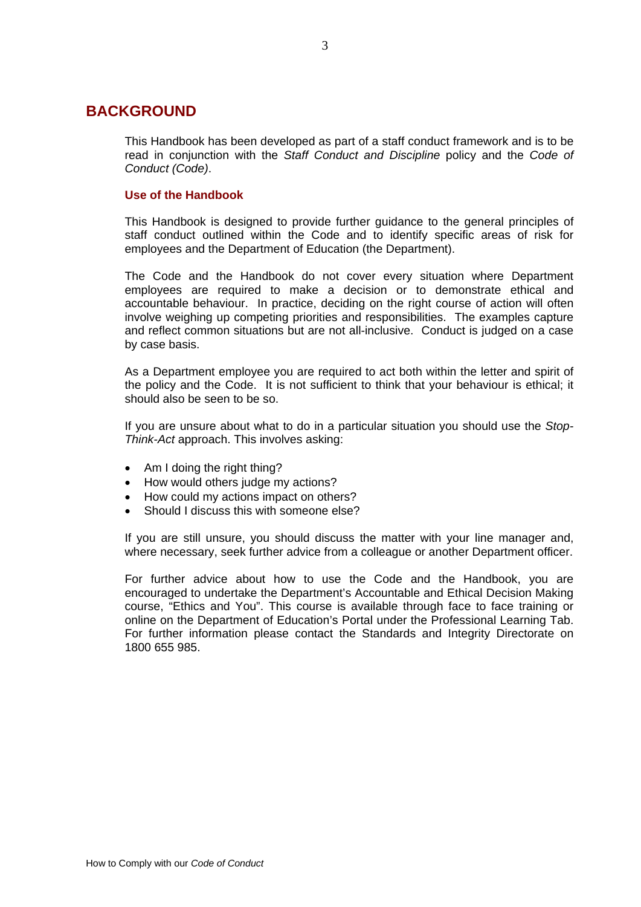# BACKGROUND

This Handbook has been developed as part of a staff conduct framework and is to be read in conjunction with the *Staff Conduct and Discipline* policy and the *Code of Conduct (Code)*.

## Use of the Handbook

This Handbook is designed to provide further guidance to the general principles of staff conduct outlined within the Code and to identify specific areas of risk for employees and the Department of Education (the Department).

The Code and the Handbook do not cover every situation where Department employees are required to make a decision or to demonstrate ethical and accountable behaviour. In practice, deciding on the right course of action will often involve weighing up competing priorities and responsibilities. The examples capture and reflect common situations but are not all-inclusive. Conduct is judged on a case by case basis.

As a Department employee you are required to act both within the letter and spirit of the policy and the Code. It is not sufficient to think that your behaviour is ethical; it should also be seen to be so.

If you are unsure about what to do in a particular situation you should use the *Stop-Think-Act* approach. This involves asking:

- Am I doing the right thing?
- How would others judge my actions?
- How could my actions impact on others?
- Should I discuss this with someone else?

If you are still unsure, you should discuss the matter with your line manager and, where necessary, seek further advice from a colleague or another Department officer.

For further advice about how to use the Code and the Handbook, you are encouraged to undertake the Department's Accountable and Ethical Decision Making course, "Ethics and You". This course is available through face to face training or online on the Department of Education's Portal under the Professional Learning Tab. For further information please contact the Standards and Integrity Directorate on 1800 655 985.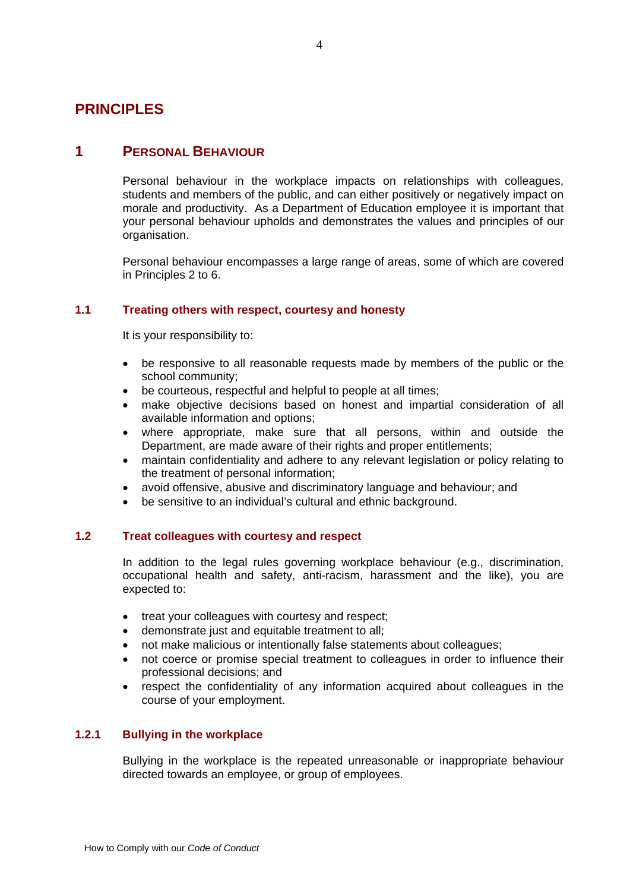# PRINCIPLES

## 1 PERSONAL BEHAVIOUR

Personal behaviour in the workplace impacts on relationships with colleagues, students and members of the public, and can either positively or negatively impact on morale and productivity. As a Department of Education employee it is important that your personal behaviour upholds and demonstrates the values and principles of our organisation.

Personal behaviour encompasses a large range of areas, some of which are covered in Principles 2 to 6.

### 1.1 Treating others with respect, courtesy and honesty

It is your responsibility to:

- be responsive to all reasonable requests made by members of the public or the school community;
- be courteous, respectful and helpful to people at all times;
- make objective decisions based on honest and impartial consideration of all available information and options;
- where appropriate, make sure that all persons, within and outside the Department, are made aware of their rights and proper entitlements;
- maintain confidentiality and adhere to any relevant legislation or policy relating to the treatment of personal information;
- avoid offensive, abusive and discriminatory language and behaviour; and
- be sensitive to an individual's cultural and ethnic background.

### 1.2 Treat colleagues with courtesy and respect

In addition to the legal rules governing workplace behaviour (e.g., discrimination, occupational health and safety, anti-racism, harassment and the like), you are expected to:

- treat your colleagues with courtesy and respect;
- demonstrate just and equitable treatment to all;
- not make malicious or intentionally false statements about colleagues;
- not coerce or promise special treatment to colleagues in order to influence their professional decisions; and
- respect the confidentiality of any information acquired about colleagues in the course of your employment.

#### 1.2.1 Bullying in the workplace

Bullying in the workplace is the repeated unreasonable or inappropriate behaviour directed towards an employee, or group of employees.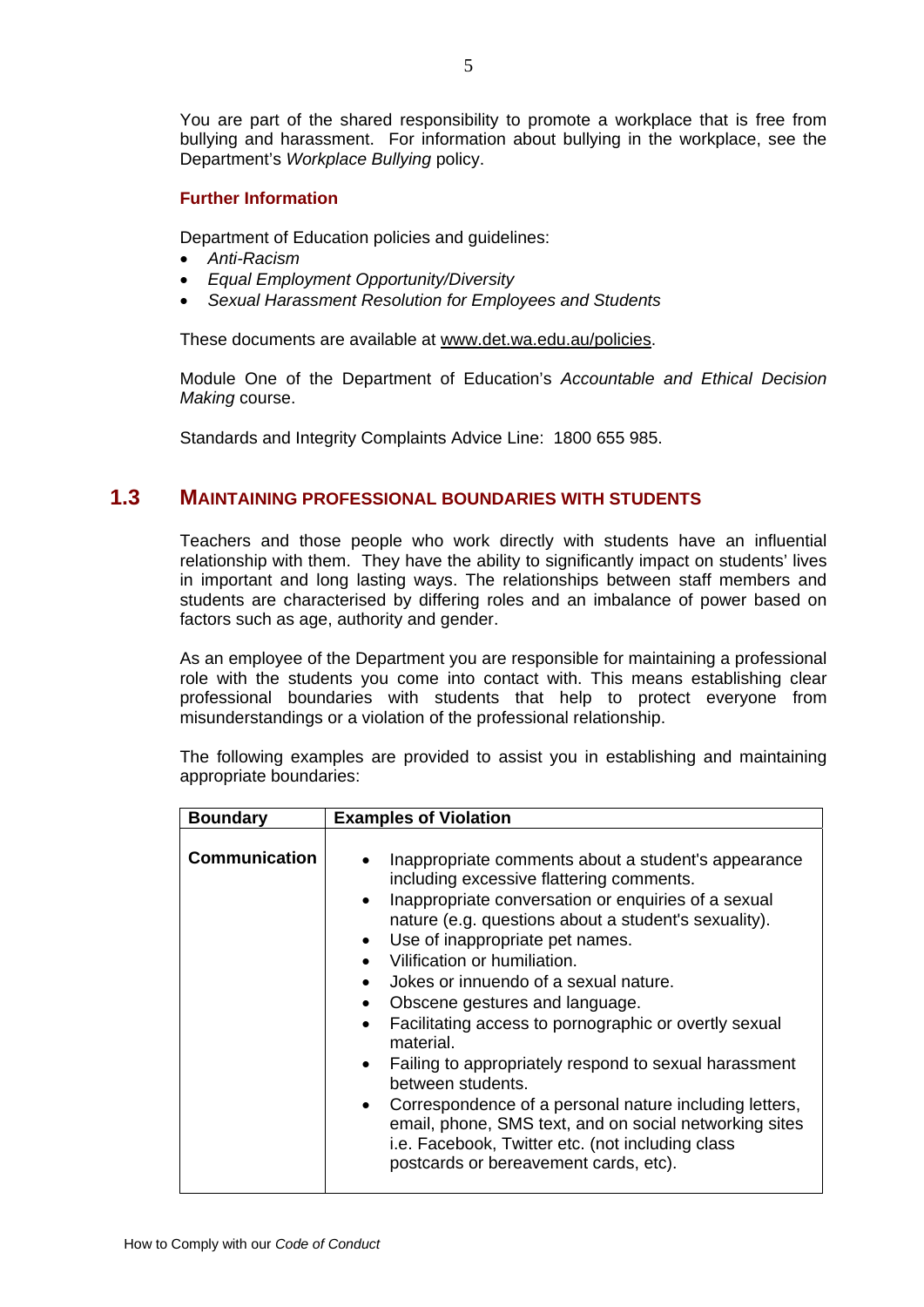You are part of the shared responsibility to promote a workplace that is free from bullying and harassment. For information about bullying in the workplace, see the Department's *Workplace Bullying* policy.

#### Further Information

Department of Education policies and guidelines:

- *Anti-Racism*
- *Equal Employment Opportunity/Diversity*
- *Sexual Harassment Resolution for Employees and Students*

These documents are available at www.det.wa.edu.au/policies.

Module One of the Department of Education's *Accountable and Ethical Decision Making* course.

Standards and Integrity Complaints Advice Line: 1800 655 985.

## 1.3 MAINTAINING PROFESSIONAL BOUNDARIES WITH STUDENTS

Teachers and those people who work directly with students have an influential relationship with them. They have the ability to significantly impact on students' lives in important and long lasting ways. The relationships between staff members and students are characterised by differing roles and an imbalance of power based on factors such as age, authority and gender.

As an employee of the Department you are responsible for maintaining a professional role with the students you come into contact with. This means establishing clear professional boundaries with students that help to protect everyone from misunderstandings or a violation of the professional relationship.

The following examples are provided to assist you in establishing and maintaining appropriate boundaries:

| Boundary | Examples of Violation |
| --- | --- |
| **Communication** | • Inappropriate comments about a student's appearance including excessive flattering comments.<br>• Inappropriate conversation or enquiries of a sexual nature (e.g. questions about a student's sexuality).<br>• Use of inappropriate pet names.<br>• Vilification or humiliation.<br>• Jokes or innuendo of a sexual nature.<br>• Obscene gestures and language.<br>• Facilitating access to pornographic or overtly sexual material.<br>• Failing to appropriately respond to sexual harassment between students.<br>• Correspondence of a personal nature including letters, email, phone, SMS text, and on social networking sites i.e. Facebook, Twitter etc. (not including class postcards or bereavement cards, etc). |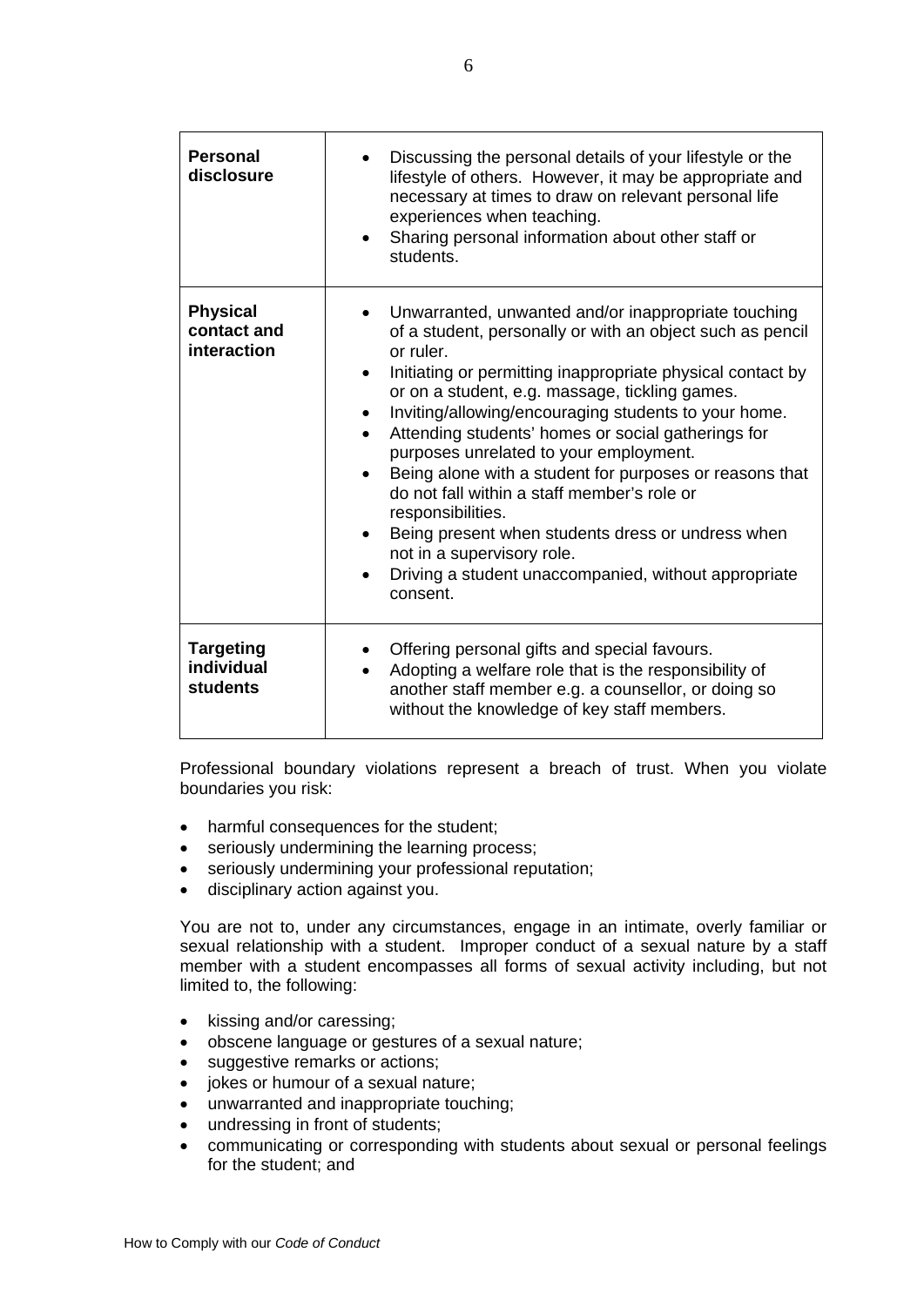| | |
|---|---|
| **Personal disclosure** | • Discussing the personal details of your lifestyle or the lifestyle of others. However, it may be appropriate and necessary at times to draw on relevant personal life experiences when teaching.<br>• Sharing personal information about other staff or students. |
| **Physical contact and interaction** | • Unwarranted, unwanted and/or inappropriate touching of a student, personally or with an object such as pencil or ruler.<br>• Initiating or permitting inappropriate physical contact by or on a student, e.g. massage, tickling games.<br>• Inviting/allowing/encouraging students to your home.<br>• Attending students' homes or social gatherings for purposes unrelated to your employment.<br>• Being alone with a student for purposes or reasons that do not fall within a staff member's role or responsibilities.<br>• Being present when students dress or undress when not in a supervisory role.<br>• Driving a student unaccompanied, without appropriate consent. |
| **Targeting individual students** | • Offering personal gifts and special favours.<br>• Adopting a welfare role that is the responsibility of another staff member e.g. a counsellor, or doing so without the knowledge of key staff members. |

Professional boundary violations represent a breach of trust. When you violate boundaries you risk:

- harmful consequences for the student;
- seriously undermining the learning process;
- seriously undermining your professional reputation;
- disciplinary action against you.

You are not to, under any circumstances, engage in an intimate, overly familiar or sexual relationship with a student. Improper conduct of a sexual nature by a staff member with a student encompasses all forms of sexual activity including, but not limited to, the following:

- kissing and/or caressing;
- obscene language or gestures of a sexual nature;
- suggestive remarks or actions;
- jokes or humour of a sexual nature;
- unwarranted and inappropriate touching;
- undressing in front of students;
- communicating or corresponding with students about sexual or personal feelings for the student; and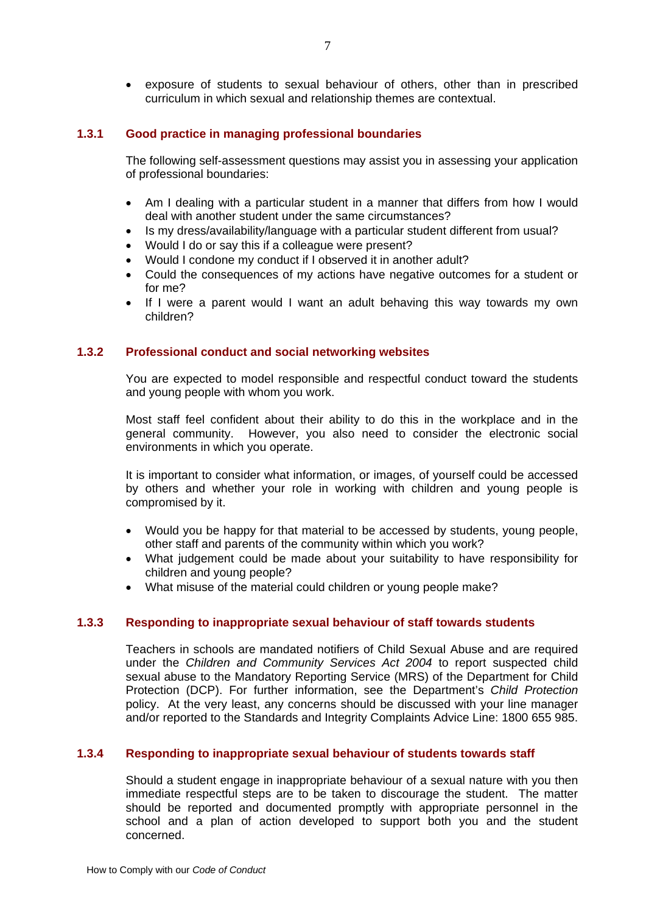- exposure of students to sexual behaviour of others, other than in prescribed curriculum in which sexual and relationship themes are contextual.

### 1.3.1 Good practice in managing professional boundaries

The following self-assessment questions may assist you in assessing your application of professional boundaries:

- Am I dealing with a particular student in a manner that differs from how I would deal with another student under the same circumstances?
- Is my dress/availability/language with a particular student different from usual?
- Would I do or say this if a colleague were present?
- Would I condone my conduct if I observed it in another adult?
- Could the consequences of my actions have negative outcomes for a student or for me?
- If I were a parent would I want an adult behaving this way towards my own children?

### 1.3.2 Professional conduct and social networking websites

You are expected to model responsible and respectful conduct toward the students and young people with whom you work.

Most staff feel confident about their ability to do this in the workplace and in the general community. However, you also need to consider the electronic social environments in which you operate.

It is important to consider what information, or images, of yourself could be accessed by others and whether your role in working with children and young people is compromised by it.

- Would you be happy for that material to be accessed by students, young people, other staff and parents of the community within which you work?
- What judgement could be made about your suitability to have responsibility for children and young people?
- What misuse of the material could children or young people make?

### 1.3.3 Responding to inappropriate sexual behaviour of staff towards students

Teachers in schools are mandated notifiers of Child Sexual Abuse and are required under the *Children and Community Services Act 2004* to report suspected child sexual abuse to the Mandatory Reporting Service (MRS) of the Department for Child Protection (DCP). For further information, see the Department's *Child Protection* policy. At the very least, any concerns should be discussed with your line manager and/or reported to the Standards and Integrity Complaints Advice Line: 1800 655 985.

### 1.3.4 Responding to inappropriate sexual behaviour of students towards staff

Should a student engage in inappropriate behaviour of a sexual nature with you then immediate respectful steps are to be taken to discourage the student. The matter should be reported and documented promptly with appropriate personnel in the school and a plan of action developed to support both you and the student concerned.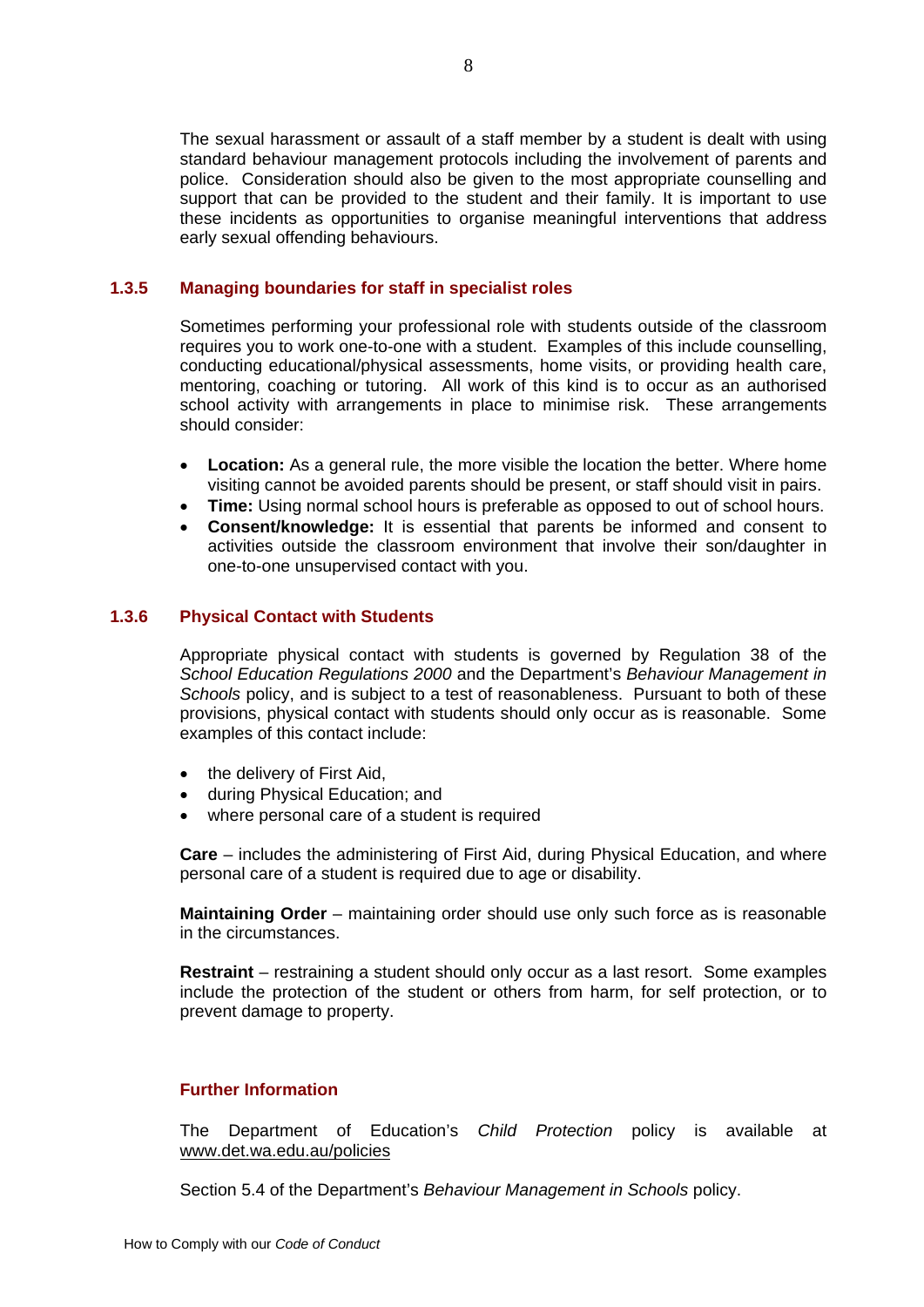The sexual harassment or assault of a staff member by a student is dealt with using standard behaviour management protocols including the involvement of parents and police. Consideration should also be given to the most appropriate counselling and support that can be provided to the student and their family. It is important to use these incidents as opportunities to organise meaningful interventions that address early sexual offending behaviours.

### 1.3.5 Managing boundaries for staff in specialist roles

Sometimes performing your professional role with students outside of the classroom requires you to work one-to-one with a student. Examples of this include counselling, conducting educational/physical assessments, home visits, or providing health care, mentoring, coaching or tutoring. All work of this kind is to occur as an authorised school activity with arrangements in place to minimise risk. These arrangements should consider:

- **Location:** As a general rule, the more visible the location the better. Where home visiting cannot be avoided parents should be present, or staff should visit in pairs.
- **Time:** Using normal school hours is preferable as opposed to out of school hours.
- **Consent/knowledge:** It is essential that parents be informed and consent to activities outside the classroom environment that involve their son/daughter in one-to-one unsupervised contact with you.

### 1.3.6 Physical Contact with Students

Appropriate physical contact with students is governed by Regulation 38 of the *School Education Regulations 2000* and the Department's *Behaviour Management in Schools* policy, and is subject to a test of reasonableness. Pursuant to both of these provisions, physical contact with students should only occur as is reasonable. Some examples of this contact include:

- the delivery of First Aid,
- during Physical Education; and
- where personal care of a student is required

**Care** – includes the administering of First Aid, during Physical Education, and where personal care of a student is required due to age or disability.

**Maintaining Order** – maintaining order should use only such force as is reasonable in the circumstances.

**Restraint** – restraining a student should only occur as a last resort. Some examples include the protection of the student or others from harm, for self protection, or to prevent damage to property.

#### Further Information

The Department of Education's *Child Protection* policy is available at www.det.wa.edu.au/policies

Section 5.4 of the Department's *Behaviour Management in Schools* policy.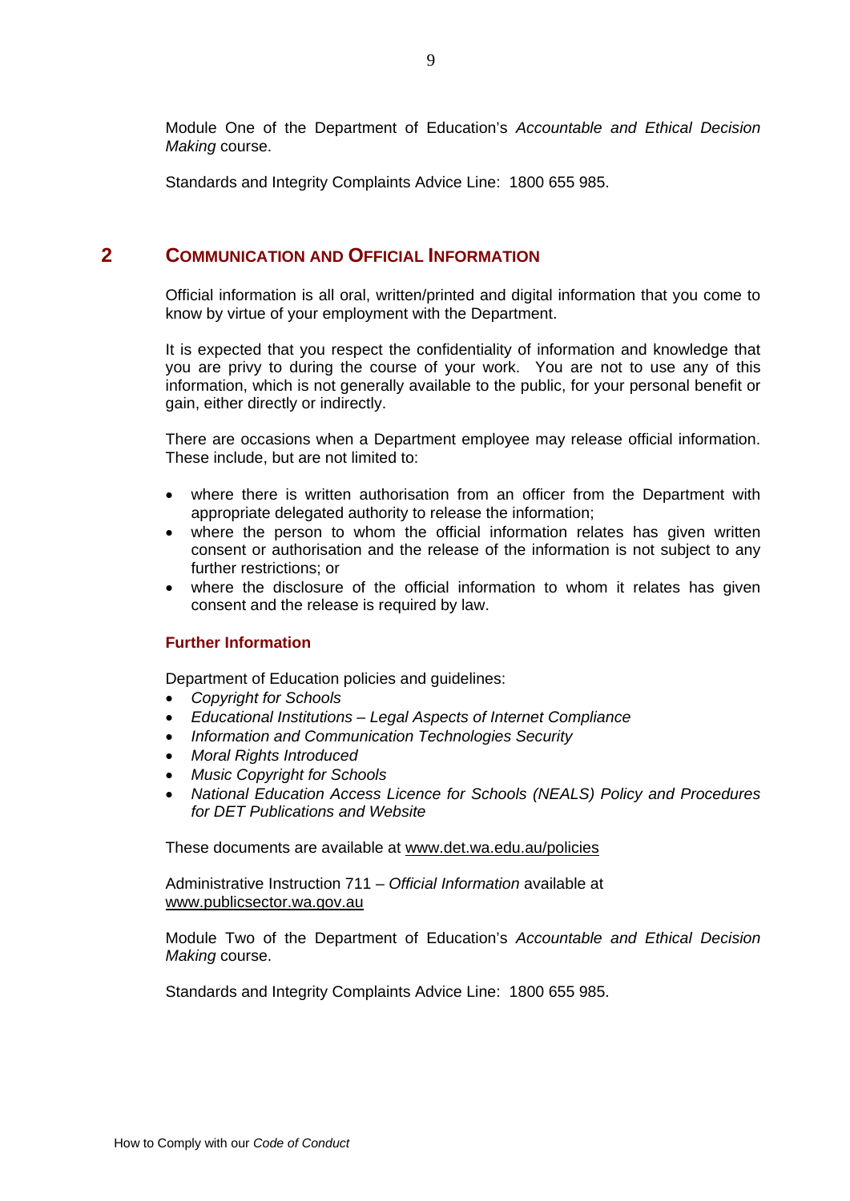Module One of the Department of Education's *Accountable and Ethical Decision Making* course.

Standards and Integrity Complaints Advice Line: 1800 655 985.

## 2 COMMUNICATION AND OFFICIAL INFORMATION

Official information is all oral, written/printed and digital information that you come to know by virtue of your employment with the Department.

It is expected that you respect the confidentiality of information and knowledge that you are privy to during the course of your work. You are not to use any of this information, which is not generally available to the public, for your personal benefit or gain, either directly or indirectly.

There are occasions when a Department employee may release official information. These include, but are not limited to:

- where there is written authorisation from an officer from the Department with appropriate delegated authority to release the information;
- where the person to whom the official information relates has given written consent or authorisation and the release of the information is not subject to any further restrictions; or
- where the disclosure of the official information to whom it relates has given consent and the release is required by law.

### Further Information

Department of Education policies and guidelines:

- *Copyright for Schools*
- *Educational Institutions – Legal Aspects of Internet Compliance*
- *Information and Communication Technologies Security*
- *Moral Rights Introduced*
- *Music Copyright for Schools*
- *National Education Access Licence for Schools (NEALS) Policy and Procedures for DET Publications and Website*

These documents are available at www.det.wa.edu.au/policies

Administrative Instruction 711 – *Official Information* available at www.publicsector.wa.gov.au

Module Two of the Department of Education's *Accountable and Ethical Decision Making* course.

Standards and Integrity Complaints Advice Line: 1800 655 985.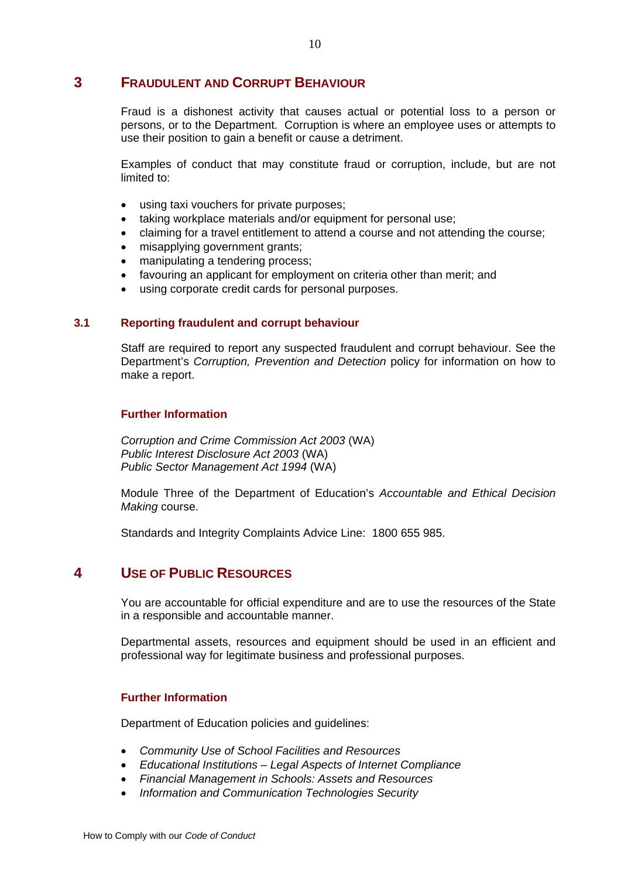## 3 FRAUDULENT AND CORRUPT BEHAVIOUR

Fraud is a dishonest activity that causes actual or potential loss to a person or persons, or to the Department. Corruption is where an employee uses or attempts to use their position to gain a benefit or cause a detriment.

Examples of conduct that may constitute fraud or corruption, include, but are not limited to:

- using taxi vouchers for private purposes;
- taking workplace materials and/or equipment for personal use;
- claiming for a travel entitlement to attend a course and not attending the course;
- misapplying government grants;
- manipulating a tendering process;
- favouring an applicant for employment on criteria other than merit; and
- using corporate credit cards for personal purposes.

### 3.1 Reporting fraudulent and corrupt behaviour

Staff are required to report any suspected fraudulent and corrupt behaviour. See the Department's *Corruption, Prevention and Detection* policy for information on how to make a report.

#### Further Information

*Corruption and Crime Commission Act 2003* (WA)
*Public Interest Disclosure Act 2003* (WA)
*Public Sector Management Act 1994* (WA)

Module Three of the Department of Education's *Accountable and Ethical Decision Making* course.

Standards and Integrity Complaints Advice Line: 1800 655 985.

## 4 USE OF PUBLIC RESOURCES

You are accountable for official expenditure and are to use the resources of the State in a responsible and accountable manner.

Departmental assets, resources and equipment should be used in an efficient and professional way for legitimate business and professional purposes.

#### Further Information

Department of Education policies and guidelines:

- *Community Use of School Facilities and Resources*
- *Educational Institutions – Legal Aspects of Internet Compliance*
- *Financial Management in Schools: Assets and Resources*
- *Information and Communication Technologies Security*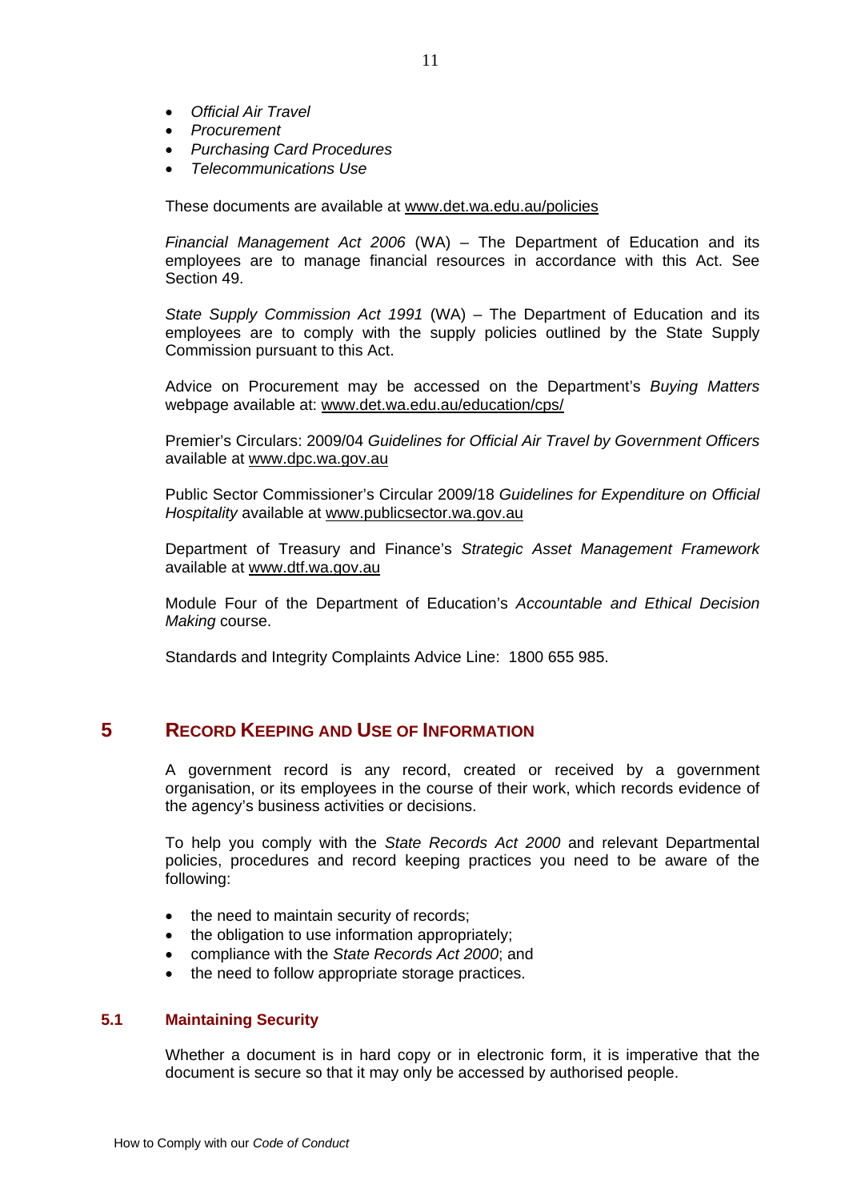- *Official Air Travel*
- *Procurement*
- *Purchasing Card Procedures*
- *Telecommunications Use*

These documents are available at www.det.wa.edu.au/policies

*Financial Management Act 2006* (WA) – The Department of Education and its employees are to manage financial resources in accordance with this Act. See Section 49.

*State Supply Commission Act 1991* (WA) – The Department of Education and its employees are to comply with the supply policies outlined by the State Supply Commission pursuant to this Act.

Advice on Procurement may be accessed on the Department's *Buying Matters* webpage available at: www.det.wa.edu.au/education/cps/

Premier's Circulars: 2009/04 *Guidelines for Official Air Travel by Government Officers* available at www.dpc.wa.gov.au

Public Sector Commissioner's Circular 2009/18 *Guidelines for Expenditure on Official Hospitality* available at www.publicsector.wa.gov.au

Department of Treasury and Finance's *Strategic Asset Management Framework* available at www.dtf.wa.gov.au

Module Four of the Department of Education's *Accountable and Ethical Decision Making* course.

Standards and Integrity Complaints Advice Line: 1800 655 985.

# 5 RECORD KEEPING AND USE OF INFORMATION

A government record is any record, created or received by a government organisation, or its employees in the course of their work, which records evidence of the agency's business activities or decisions.

To help you comply with the *State Records Act 2000* and relevant Departmental policies, procedures and record keeping practices you need to be aware of the following:

- the need to maintain security of records;
- the obligation to use information appropriately;
- compliance with the *State Records Act 2000*; and
- the need to follow appropriate storage practices.

## 5.1 Maintaining Security

Whether a document is in hard copy or in electronic form, it is imperative that the document is secure so that it may only be accessed by authorised people.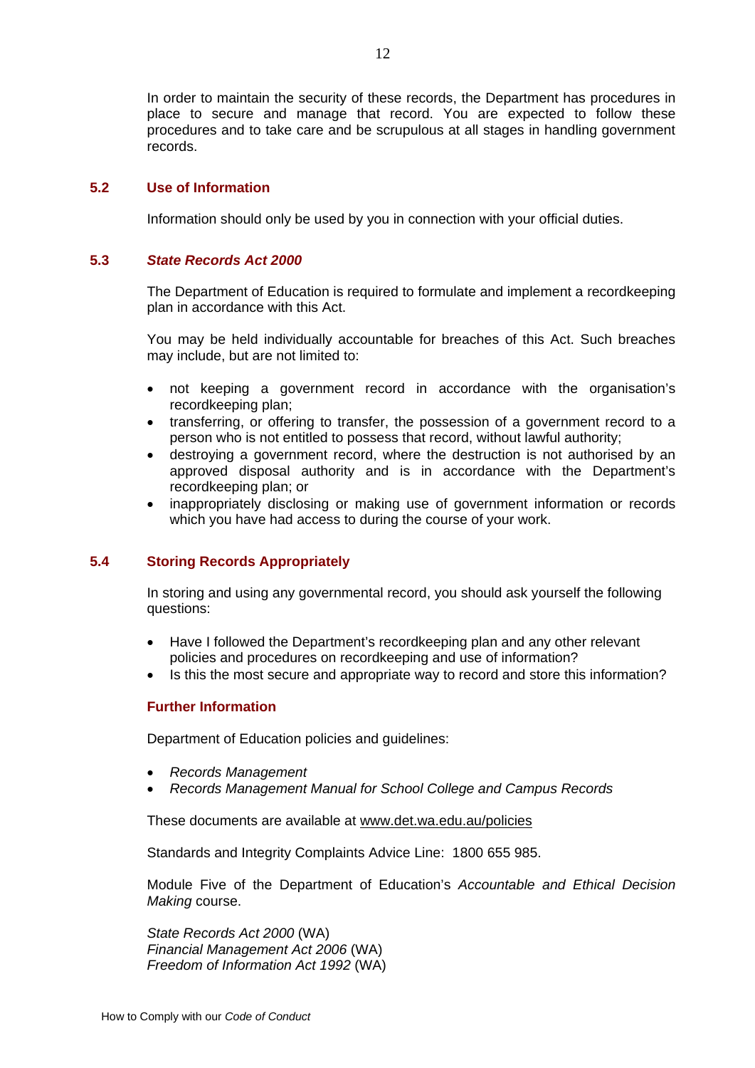In order to maintain the security of these records, the Department has procedures in place to secure and manage that record. You are expected to follow these procedures and to take care and be scrupulous at all stages in handling government records.

### 5.2 Use of Information

Information should only be used by you in connection with your official duties.

### 5.3 *State Records Act 2000*

The Department of Education is required to formulate and implement a recordkeeping plan in accordance with this Act.

You may be held individually accountable for breaches of this Act. Such breaches may include, but are not limited to:

- not keeping a government record in accordance with the organisation's recordkeeping plan;
- transferring, or offering to transfer, the possession of a government record to a person who is not entitled to possess that record, without lawful authority;
- destroying a government record, where the destruction is not authorised by an approved disposal authority and is in accordance with the Department's recordkeeping plan; or
- inappropriately disclosing or making use of government information or records which you have had access to during the course of your work.

### 5.4 Storing Records Appropriately

In storing and using any governmental record, you should ask yourself the following questions:

- Have I followed the Department's recordkeeping plan and any other relevant policies and procedures on recordkeeping and use of information?
- Is this the most secure and appropriate way to record and store this information?

#### Further Information

Department of Education policies and guidelines:

- *Records Management*
- *Records Management Manual for School College and Campus Records*

These documents are available at www.det.wa.edu.au/policies

Standards and Integrity Complaints Advice Line: 1800 655 985.

Module Five of the Department of Education's *Accountable and Ethical Decision Making* course.

*State Records Act 2000* (WA)
*Financial Management Act 2006* (WA)
*Freedom of Information Act 1992* (WA)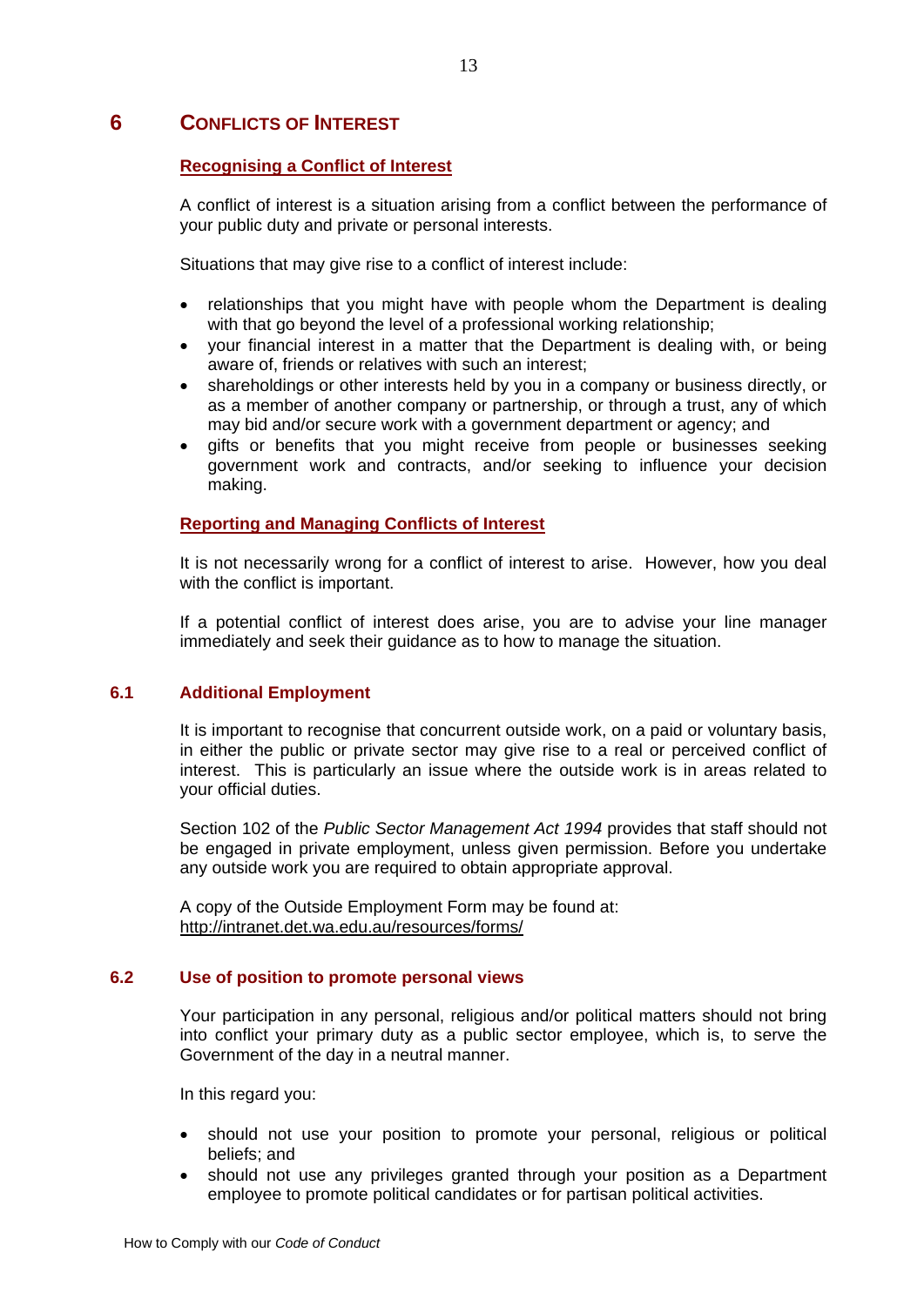# 6 CONFLICTS OF INTEREST

## Recognising a Conflict of Interest

A conflict of interest is a situation arising from a conflict between the performance of your public duty and private or personal interests.

Situations that may give rise to a conflict of interest include:

- relationships that you might have with people whom the Department is dealing with that go beyond the level of a professional working relationship;
- your financial interest in a matter that the Department is dealing with, or being aware of, friends or relatives with such an interest;
- shareholdings or other interests held by you in a company or business directly, or as a member of another company or partnership, or through a trust, any of which may bid and/or secure work with a government department or agency; and
- gifts or benefits that you might receive from people or businesses seeking government work and contracts, and/or seeking to influence your decision making.

## Reporting and Managing Conflicts of Interest

It is not necessarily wrong for a conflict of interest to arise. However, how you deal with the conflict is important.

If a potential conflict of interest does arise, you are to advise your line manager immediately and seek their guidance as to how to manage the situation.

## 6.1 Additional Employment

It is important to recognise that concurrent outside work, on a paid or voluntary basis, in either the public or private sector may give rise to a real or perceived conflict of interest. This is particularly an issue where the outside work is in areas related to your official duties.

Section 102 of the *Public Sector Management Act 1994* provides that staff should not be engaged in private employment, unless given permission. Before you undertake any outside work you are required to obtain appropriate approval.

A copy of the Outside Employment Form may be found at:
http://intranet.det.wa.edu.au/resources/forms/

## 6.2 Use of position to promote personal views

Your participation in any personal, religious and/or political matters should not bring into conflict your primary duty as a public sector employee, which is, to serve the Government of the day in a neutral manner.

In this regard you:

- should not use your position to promote your personal, religious or political beliefs; and
- should not use any privileges granted through your position as a Department employee to promote political candidates or for partisan political activities.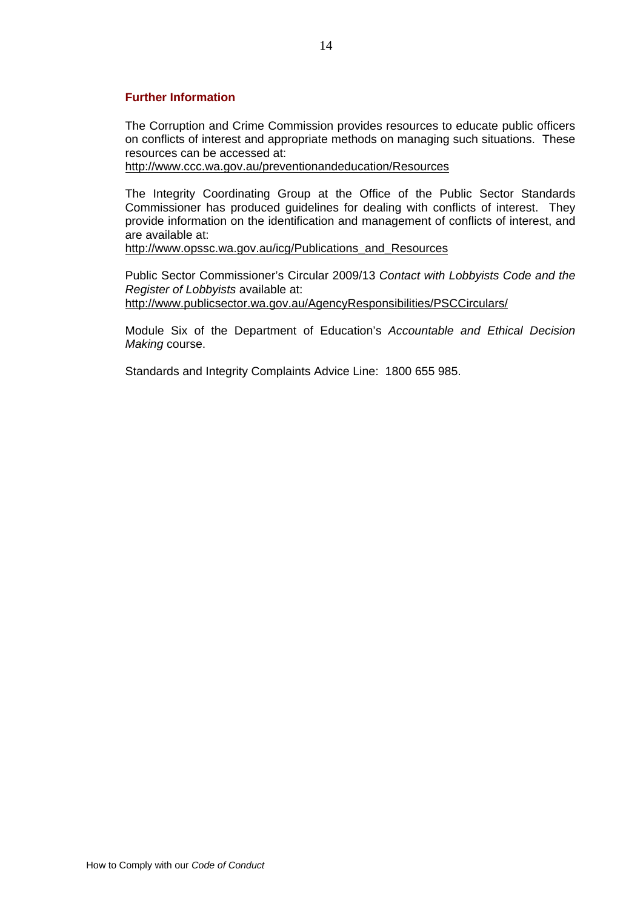## Further Information

The Corruption and Crime Commission provides resources to educate public officers on conflicts of interest and appropriate methods on managing such situations. These resources can be accessed at:
http://www.ccc.wa.gov.au/preventionandeducation/Resources

The Integrity Coordinating Group at the Office of the Public Sector Standards Commissioner has produced guidelines for dealing with conflicts of interest. They provide information on the identification and management of conflicts of interest, and are available at:
http://www.opssc.wa.gov.au/icg/Publications_and_Resources

Public Sector Commissioner's Circular 2009/13 *Contact with Lobbyists Code and the Register of Lobbyists* available at:
http://www.publicsector.wa.gov.au/AgencyResponsibilities/PSCCirculars/

Module Six of the Department of Education's *Accountable and Ethical Decision Making* course.

Standards and Integrity Complaints Advice Line: 1800 655 985.